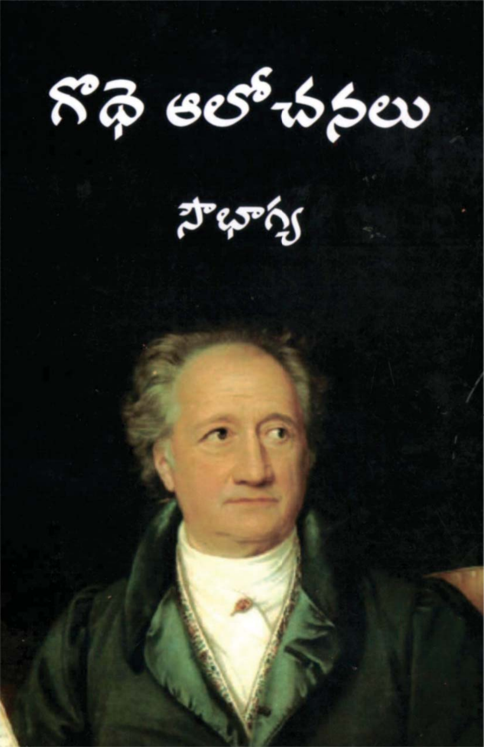# గొథె ఆలోచనలు

## సౌభాగ్య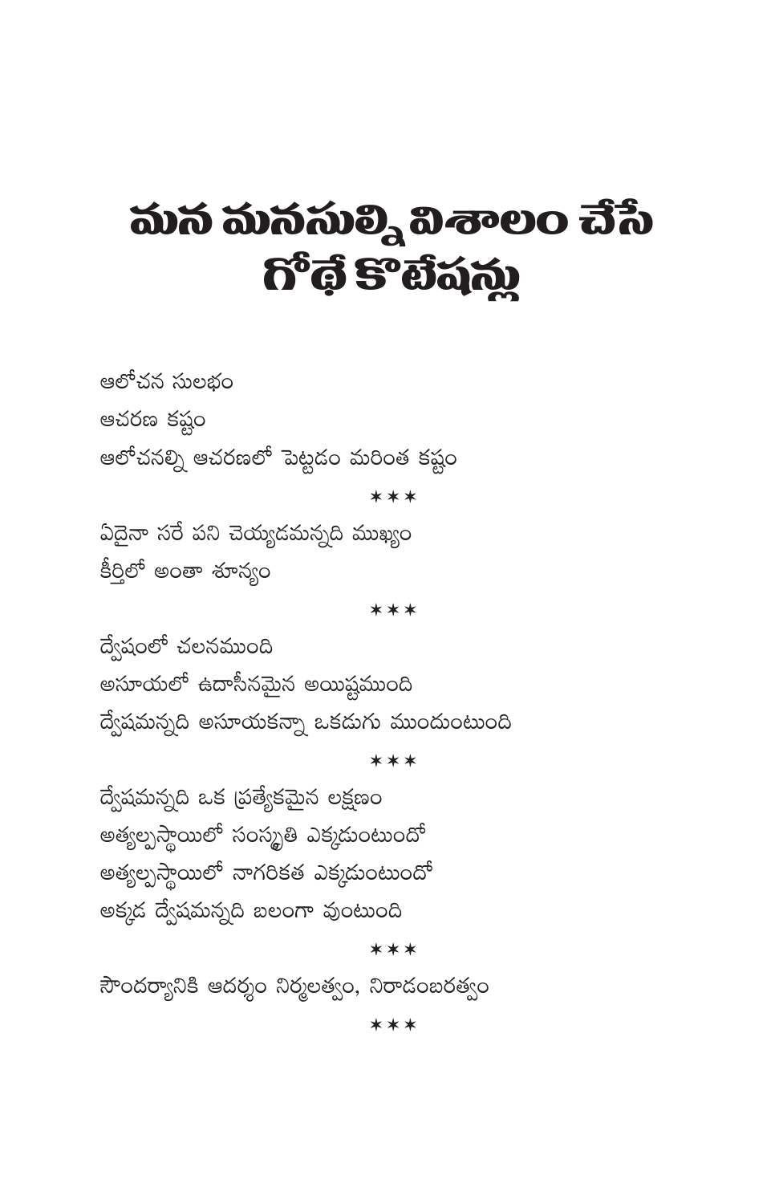# మన మనసుల్ని విశాలం చేసే గోథే కొటేషన్లు

ఆలోచన సులభం

ఆచరణ కష్టం

ఆలోచనల్ని ఆచరణలో పెట్టడం మరింత కష్టం

***

ఏదైనా సరే పని చెయ్యడమన్నది ముఖ్యం

కీర్తిలో అంతా శూన్యం

***

ద్వేషంలో చలనముంది

అసూయలో ఉదాసీనమైన అయిష్టముంది

ద్వేషమన్నది అసూయకన్నా ఒకడుగు ముందుంటుంది

***

ద్వేషమన్నది ఒక ప్రత్యేకమైన లక్షణం

అత్యల్పస్థాయిలో సంస్కృతి ఎక్కడుంటుందో

అత్యల్పస్థాయిలో నాగరికత ఎక్కడుంటుందో

అక్కడ ద్వేషమన్నది బలంగా వుంటుంది

***

సౌందర్యానికి ఆదర్శం నిర్మలత్వం, నిరాడంబరత్వం

***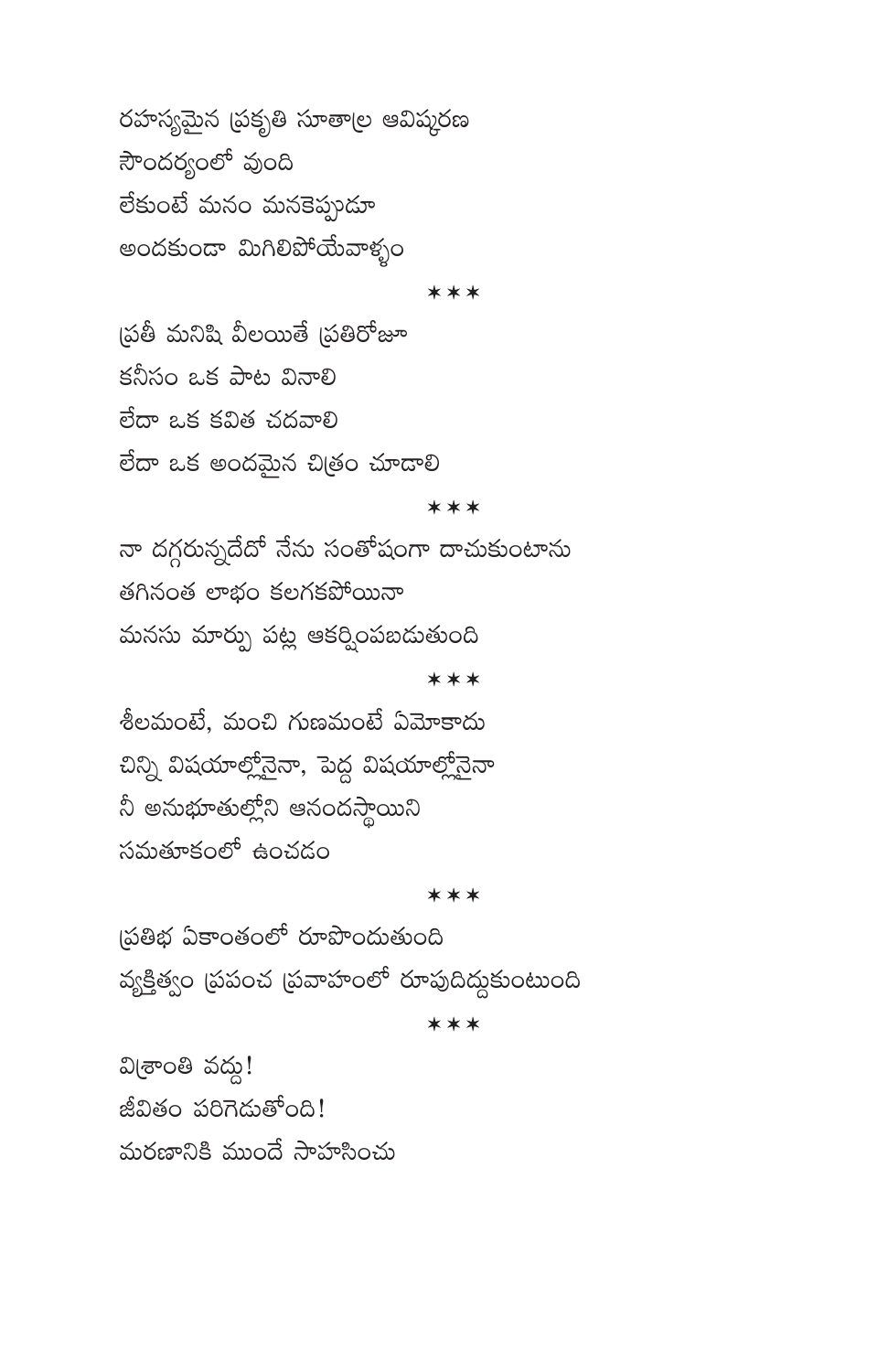రహస్యమైన ప్రకృతి సూత్రాల ఆవిష్కరణ
సౌందర్యంలో వుంది
లేకుంటే మనం మనకెప్పుడూ
అందకుండా మిగిలిపోయేవాళ్ళం

\*\*\*

ప్రతీ మనిషి వీలయితే ప్రతిరోజూ
కనీసం ఒక పాట వినాలి
లేదా ఒక కవిత చదవాలి
లేదా ఒక అందమైన చిత్రం చూడాలి

\*\*\*

నా దగ్గరున్నదేదో నేను సంతోషంగా దాచుకుంటాను
తగినంత లాభం కలగకపోయినా
మనసు మార్పు పట్ల ఆకర్షింపబడుతుంది

\*\*\*

శీలమంటే, మంచి గుణమంటే ఏమోకాదు
చిన్ని విషయాల్లోనైనా, పెద్ద విషయాల్లోనైనా
నీ అనుభూతుల్లోని ఆనందస్థాయిని
సమతూకంలో ఉంచడం

\*\*\*

ప్రతిభ ఏకాంతంలో రూపొందుతుంది
వ్యక్తిత్వం ప్రపంచ ప్రవాహంలో రూపుదిద్దుకుంటుంది

\*\*\*

విశ్రాంతి వద్దు!
జీవితం పరిగెడుతోంది!
మరణానికి ముందే సాహసించు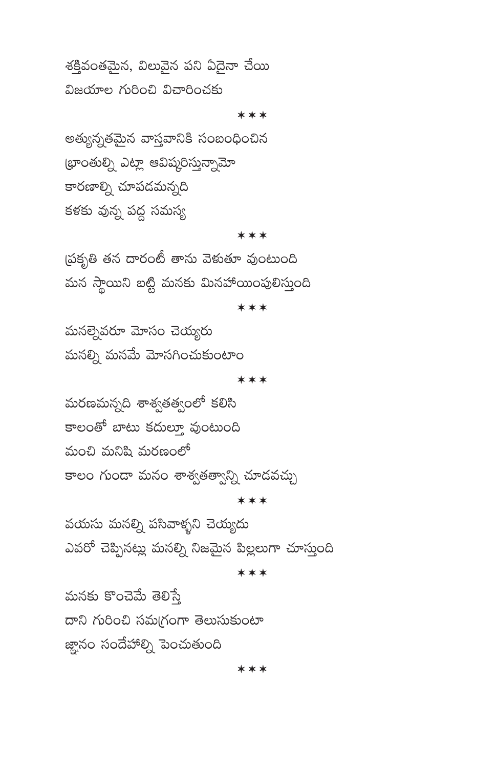శక్తివంతమైన, విలువైన పని ఏదైనా చేయి
విజయాల గురించి విచారించకు

✶✶✶

అత్యున్నతమైన వాస్తవానికి సంబంధించిన
భ్రాంతుల్ని ఎట్లా ఆవిష్కరిస్తున్నామో
కారణాల్ని చూపడమన్నది
కళకు వున్న పద్ద సమస్య

✶✶✶

ప్రకృతి తన దారంటీ తాను వెళుతూ వుంటుంది
మన స్థాయిని బట్టి మనకు మినహాయింపులిస్తుంది

✶✶✶

మనల్నెవరూ మోసం చెయ్యరు
మనల్ని మనమే మోసగించుకుంటాం

✶✶✶

మరణమన్నది శాశ్వతత్వంలో కలిసి
కాలంతో బాటు కదుల్తూ వుంటుంది
మంచి మనిషి మరణంలో
కాలం గుండా మనం శాశ్వతత్వాన్ని చూడవచ్చు

✶✶✶

వయసు మనల్ని పసివాళ్ళని చెయ్యదు
ఎవరో చెప్పినట్లు మనల్ని నిజమైన పిల్లలుగా చూస్తుంది

✶✶✶

మనకు కొంచెమే తెలిస్తే
దాని గురించి సమగ్రంగా తెలుసుకుంటా
జ్ఞానం సందేహాల్ని పెంచుతుంది

✶✶✶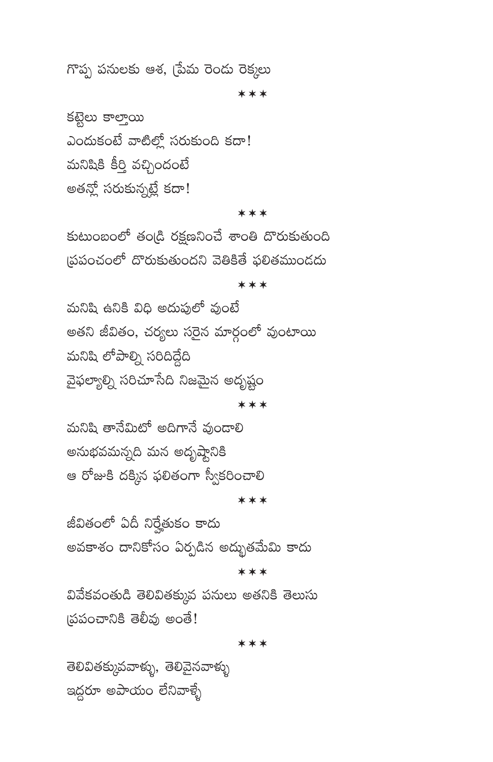గొప్ప పనులకు ఆశ, ప్రేమ రెండు రెక్కలు

\*\*\*

కట్టెలు కాల్తాయి
ఎందుకంటే వాటిల్లో సరుకుంది కదా!
మనిషికి కీర్తి వచ్చిందంటే
అతన్లో సరుకున్నట్లే కదా!

\*\*\*

కుటుంబంలో తండ్రి రక్షణనించే శాంతి దొరుకుతుంది
ప్రపంచంలో దొరుకుతుందని వెతికితే ఫలితముండదు

\*\*\*

మనిషి ఉనికి విధి అదుపులో వుంటే
అతని జీవితం, చర్యలు సరైన మార్గంలో వుంటాయి
మనిషి లోపాల్ని సరిదిద్దేది
వైఫల్యాల్ని సరిచూసేది నిజమైన అదృష్టం

\*\*\*

మనిషి తానేమిటో అదిగానే వుండాలి
అనుభవమన్నది మన అదృష్టానికి
ఆ రోజుకి దక్కిన ఫలితంగా స్వీకరించాలి

\*\*\*

జీవితంలో ఏదీ నిర్హేతుకం కాదు
అవకాశం దానికోసం ఏర్పడిన అద్భుతమేమి కాదు

\*\*\*

వివేకవంతుడి తెలివితక్కువ పనులు అతనికి తెలుసు
ప్రపంచానికి తెలీవు అంతే!

\*\*\*

తెలివితక్కువవాళ్ళు, తెలివైనవాళ్ళు
ఇద్దరూ అపాయం లేనివాళ్ళే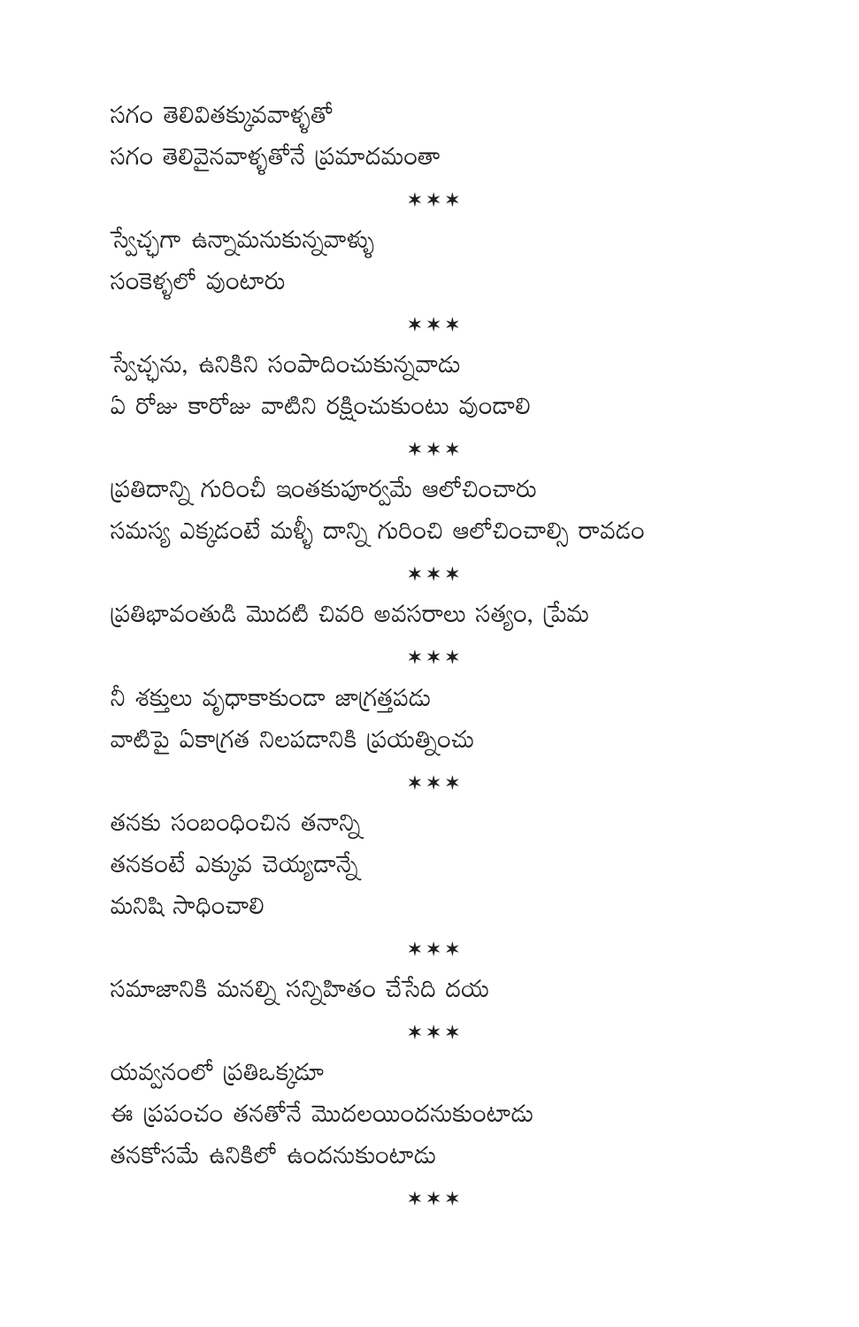సగం తెలివితక్కువవాళ్ళతో
సగం తెలివైనవాళ్ళతోనే ప్రమాదమంతా

✶✶✶

స్వేచ్ఛగా ఉన్నామనుకున్నవాళ్ళు
సంకెళ్ళలో వుంటారు

✶✶✶

స్వేచ్ఛను, ఉనికిని సంపాదించుకున్నవాడు
ఏ రోజు కారోజు వాటిని రక్షించుకుంటు వుండాలి

✶✶✶

ప్రతిదాన్ని గురించీ ఇంతకుపూర్వమే ఆలోచించారు
సమస్య ఎక్కడంటే మళ్ళీ దాన్ని గురించి ఆలోచించాల్సి రావడం

✶✶✶

ప్రతిభావంతుడి మొదటి చివరి అవసరాలు సత్యం, ప్రేమ

✶✶✶

నీ శక్తులు వృథాకాకుండా జాగ్రత్తపడు
వాటిపై ఏకాగ్రత నిలపడానికి ప్రయత్నించు

✶✶✶

తనకు సంబంధించిన తనాన్ని
తనకంటే ఎక్కువ చెయ్యడాన్నే
మనిషి సాధించాలి

✶✶✶

సమాజానికి మనల్ని సన్నిహితం చేసేది దయ

✶✶✶

యవ్వనంలో ప్రతిఒక్కడూ
ఈ ప్రపంచం తనతోనే మొదలయిందనుకుంటాడు
తనకోసమే ఉనికిలో ఉందనుకుంటాడు

✶✶✶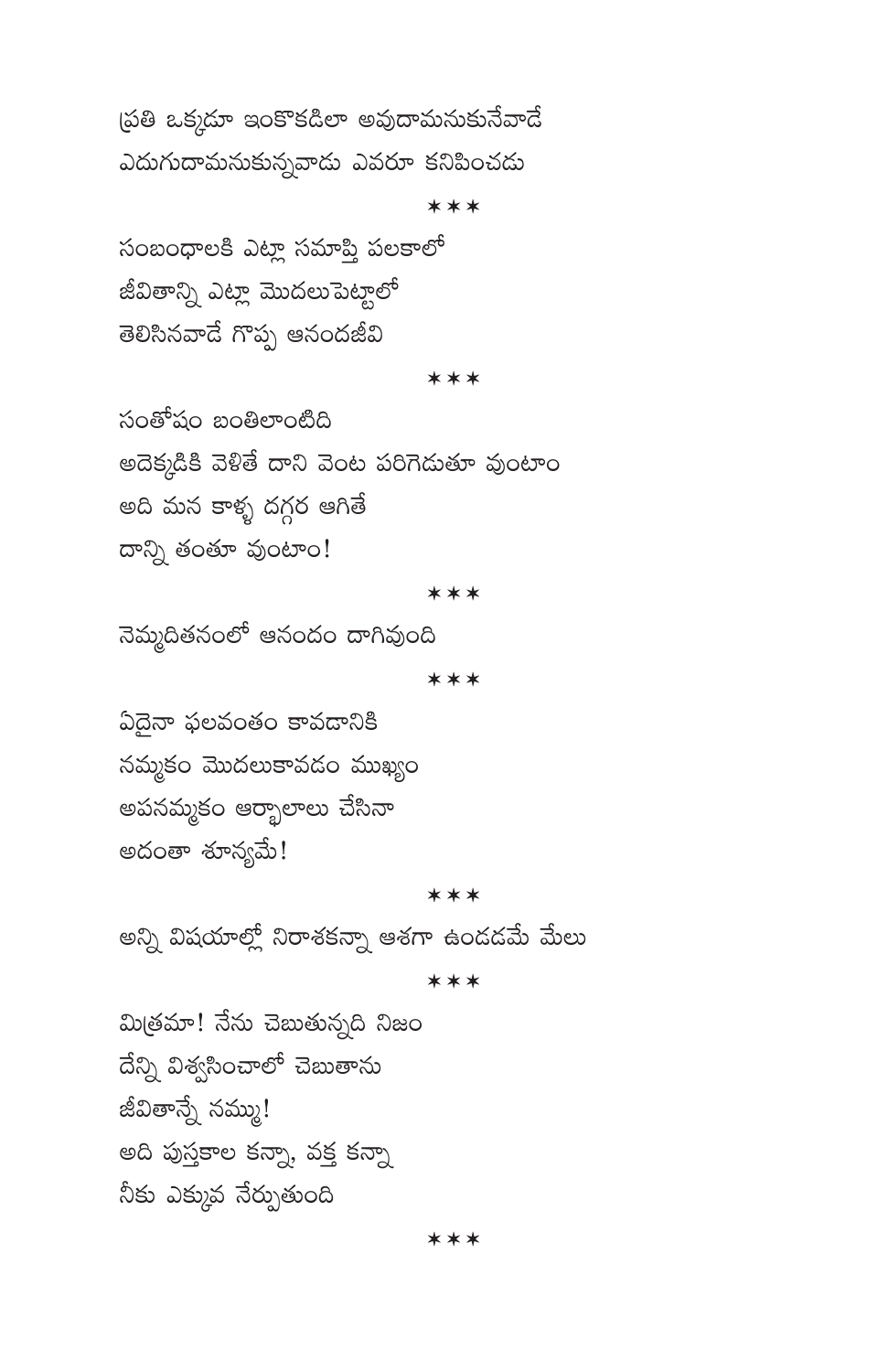ప్రతి ఒక్కడూ ఇంకొకడిలా అవుదామనుకునేవాడే
ఎదుగుదామనుకున్నవాడు ఎవరూ కనిపించడు

***

సంబంధాలకి ఎట్లా సమాప్తి పలకాలో
జీవితాన్ని ఎట్లా మొదలుపెట్టాలో
తెలిసినవాడే గొప్ప ఆనందజీవి

***

సంతోషం బంతిలాంటిది
అదెక్కడికి వెళితే దాని వెంట పరిగెడుతూ వుంటాం
అది మన కాళ్ళ దగ్గర ఆగితే
దాన్ని తంతూ వుంటాం!

***

నెమ్మదితనంలో ఆనందం దాగివుంది

***

ఏదైనా ఫలవంతం కావడానికి
నమ్మకం మొదలుకావడం ముఖ్యం
అపనమ్మకం ఆర్భాటాలు చేసినా
అదంతా శూన్యమే!

***

అన్ని విషయాల్లో నిరాశకన్నా ఆశగా ఉండడమే మేలు

***

మిత్రమా! నేను చెబుతున్నది నిజం
దేన్ని విశ్వసించాలో చెబుతాను
జీవితాన్నే నమ్ము!
అది పుస్తకాల కన్నా, వక్త కన్నా
నీకు ఎక్కువ నేర్పుతుంది

***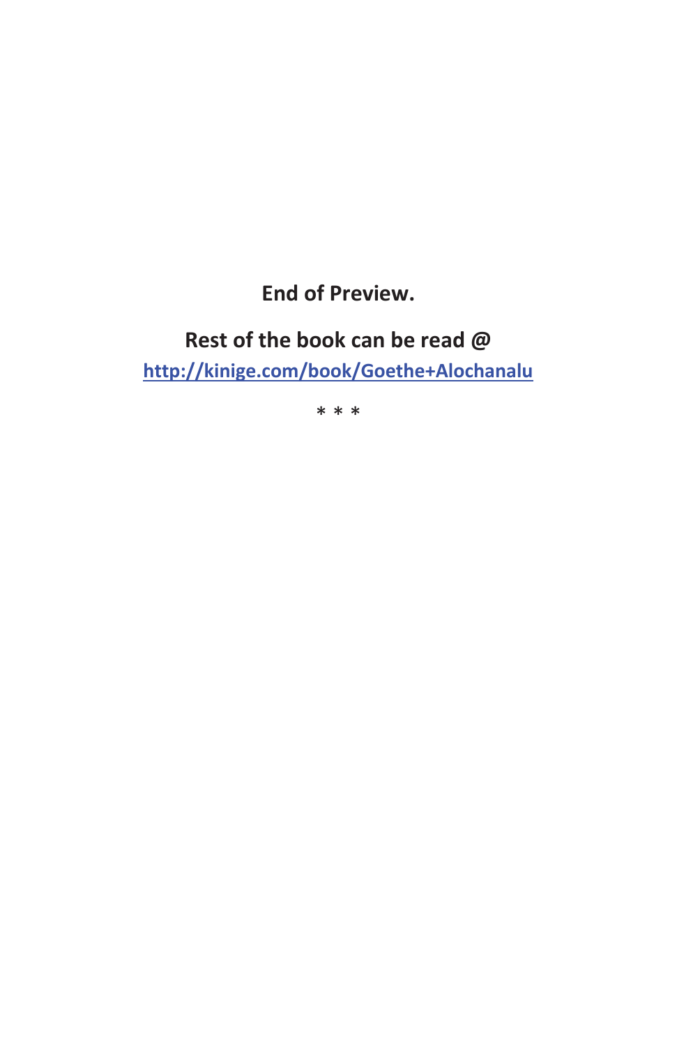**End of Preview.**

**Rest of the book can be read @**
**[http://kinige.com/book/Goethe+Alochanalu](http://kinige.com/book/Goethe+Alochanalu)**

* * *